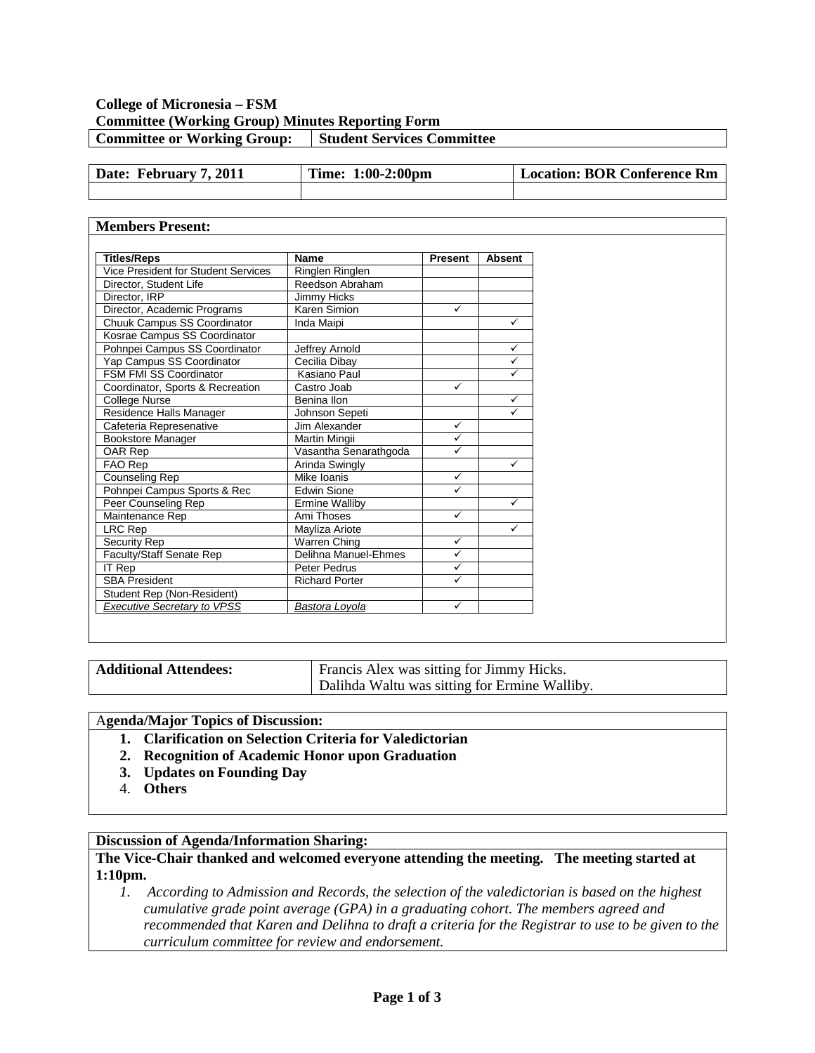**College of Micronesia – FSM**
**Committee (Working Group) Minutes Reporting Form**

| Committee or Working Group: | Student Services Committee |
|---|---|

| Date: February 7, 2011 | Time: 1:00-2:00pm | Location: BOR Conference Rm |
|---|---|---|
| | | |

**Members Present:**

| Titles/Reps | Name | Present | Absent |
|---|---|---|---|
| Vice President for Student Services | Ringlen Ringlen | | |
| Director, Student Life | Reedson Abraham | | |
| Director, IRP | Jimmy Hicks | | |
| Director, Academic Programs | Karen Simion | ✓ | |
| Chuuk Campus SS Coordinator | Inda Maipi | | ✓ |
| Kosrae Campus SS Coordinator | | | |
| Pohnpei Campus SS Coordinator | Jeffrey Arnold | | ✓ |
| Yap Campus SS Coordinator | Cecilia Dibay | | ✓ |
| FSM FMI SS Coordinator | Kasiano Paul | | ✓ |
| Coordinator, Sports & Recreation | Castro Joab | ✓ | |
| College Nurse | Benina Ilon | | ✓ |
| Residence Halls Manager | Johnson Sepeti | | ✓ |
| Cafeteria Represenative | Jim Alexander | ✓ | |
| Bookstore Manager | Martin Mingii | ✓ | |
| OAR Rep | Vasantha Senarathgoda | ✓ | |
| FAO Rep | Arinda Swingly | | ✓ |
| Counseling Rep | Mike Ioanis | ✓ | |
| Pohnpei Campus Sports & Rec | Edwin Sione | ✓ | |
| Peer Counseling Rep | Ermine Walliby | | ✓ |
| Maintenance Rep | Ami Thoses | ✓ | |
| LRC Rep | Mayliza Ariote | | ✓ |
| Security Rep | Warren Ching | ✓ | |
| Faculty/Staff Senate Rep | Delihna Manuel-Ehmes | ✓ | |
| IT Rep | Peter Pedrus | ✓ | |
| SBA President | Richard Porter | ✓ | |
| Student Rep (Non-Resident) | | | |
| *Executive Secretary to VPSS* | *Bastora Loyola* | ✓ | |

| Additional Attendees: | Francis Alex was sitting for Jimmy Hicks.<br>Dalihda Waltu was sitting for Ermine Walliby. |
|---|---|

**Agenda/Major Topics of Discussion:**

1. **Clarification on Selection Criteria for Valedictorian**
2. **Recognition of Academic Honor upon Graduation**
3. **Updates on Founding Day**
4. **Others**

**Discussion of Agenda/Information Sharing:**

**The Vice-Chair thanked and welcomed everyone attending the meeting. The meeting started at 1:10pm.**

1. *According to Admission and Records, the selection of the valedictorian is based on the highest cumulative grade point average (GPA) in a graduating cohort. The members agreed and recommended that Karen and Delihna to draft a criteria for the Registrar to use to be given to the curriculum committee for review and endorsement.*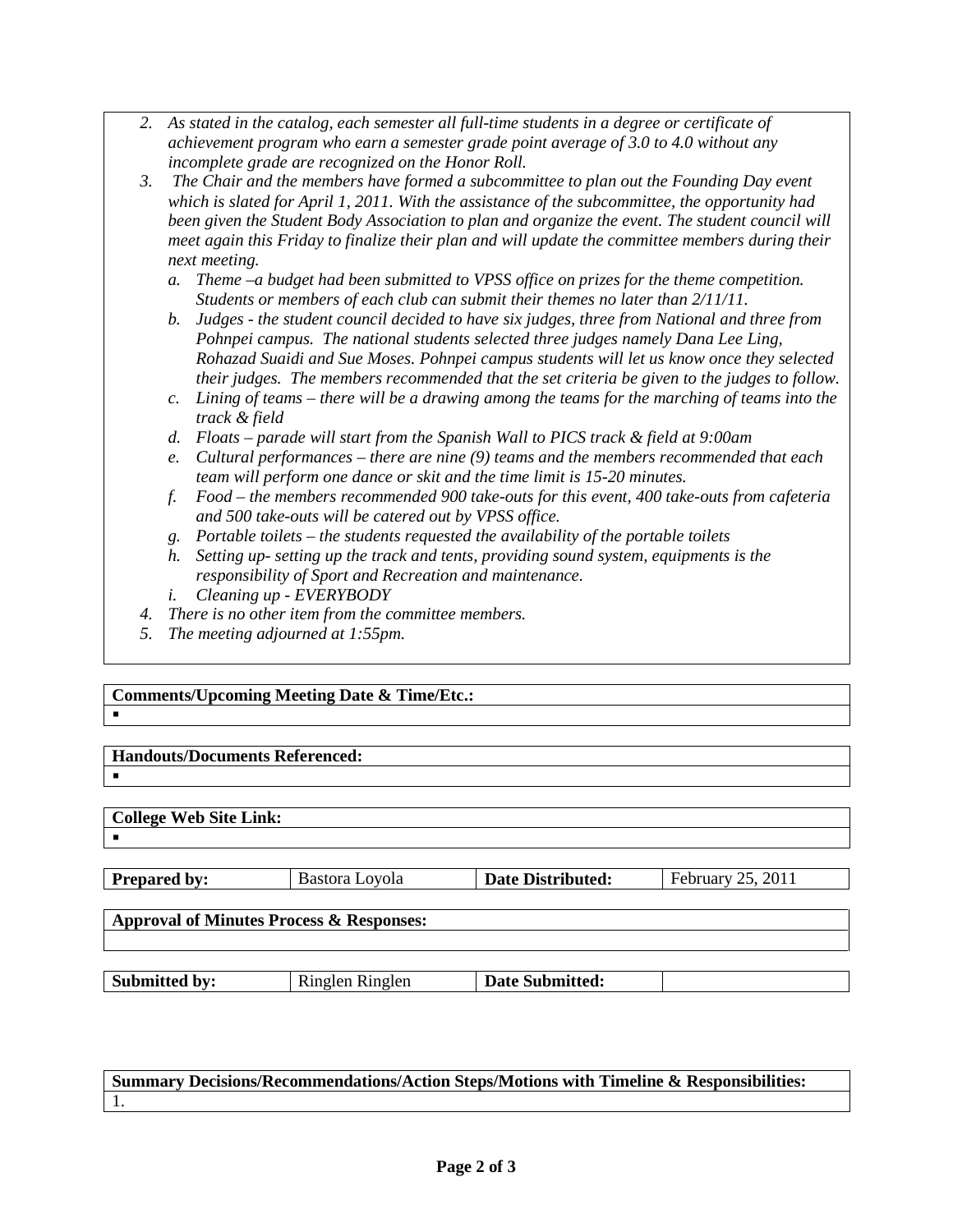2. *As stated in the catalog, each semester all full-time students in a degree or certificate of achievement program who earn a semester grade point average of 3.0 to 4.0 without any incomplete grade are recognized on the Honor Roll.*
3. *The Chair and the members have formed a subcommittee to plan out the Founding Day event which is slated for April 1, 2011. With the assistance of the subcommittee, the opportunity had been given the Student Body Association to plan and organize the event. The student council will meet again this Friday to finalize their plan and will update the committee members during their next meeting.*
   a. *Theme –a budget had been submitted to VPSS office on prizes for the theme competition. Students or members of each club can submit their themes no later than 2/11/11.*
   b. *Judges - the student council decided to have six judges, three from National and three from Pohnpei campus. The national students selected three judges namely Dana Lee Ling, Rohazad Suaidi and Sue Moses. Pohnpei campus students will let us know once they selected their judges. The members recommended that the set criteria be given to the judges to follow.*
   c. *Lining of teams – there will be a drawing among the teams for the marching of teams into the track & field*
   d. *Floats – parade will start from the Spanish Wall to PICS track & field at 9:00am*
   e. *Cultural performances – there are nine (9) teams and the members recommended that each team will perform one dance or skit and the time limit is 15-20 minutes.*
   f. *Food – the members recommended 900 take-outs for this event, 400 take-outs from cafeteria and 500 take-outs will be catered out by VPSS office.*
   g. *Portable toilets – the students requested the availability of the portable toilets*
   h. *Setting up- setting up the track and tents, providing sound system, equipments is the responsibility of Sport and Recreation and maintenance.*
   i. *Cleaning up - EVERYBODY*
4. *There is no other item from the committee members.*
5. *The meeting adjourned at 1:55pm.*

| **Comments/Upcoming Meeting Date & Time/Etc.:** |
|---|
| ▪ |

| **Handouts/Documents Referenced:** |
|---|
| ▪ |

| **College Web Site Link:** |
|---|
| ▪ |

| **Prepared by:** | Bastora Loyola | **Date Distributed:** | February 25, 2011 |
|---|---|---|---|

| **Approval of Minutes Process & Responses:** |
|---|
| |

| **Submitted by:** | Ringlen Ringlen | **Date Submitted:** | |
|---|---|---|---|

| **Summary Decisions/Recommendations/Action Steps/Motions with Timeline & Responsibilities:** |
|---|
| 1. |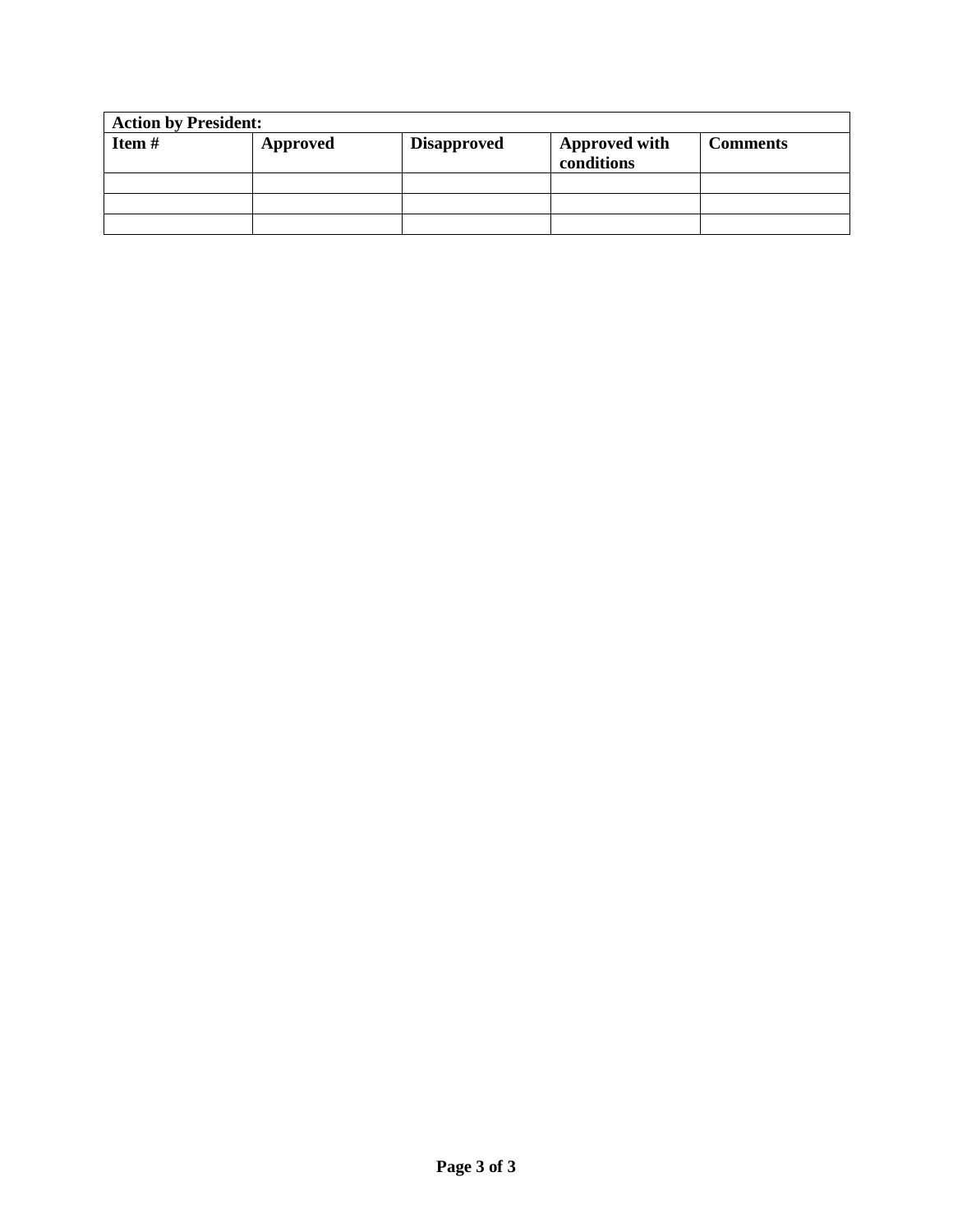| **Action by President:** | | | | |
| --- | --- | --- | --- | --- |
| **Item #** | **Approved** | **Disapproved** | **Approved with conditions** | **Comments** |
| | | | | |
| | | | | |
| | | | | |